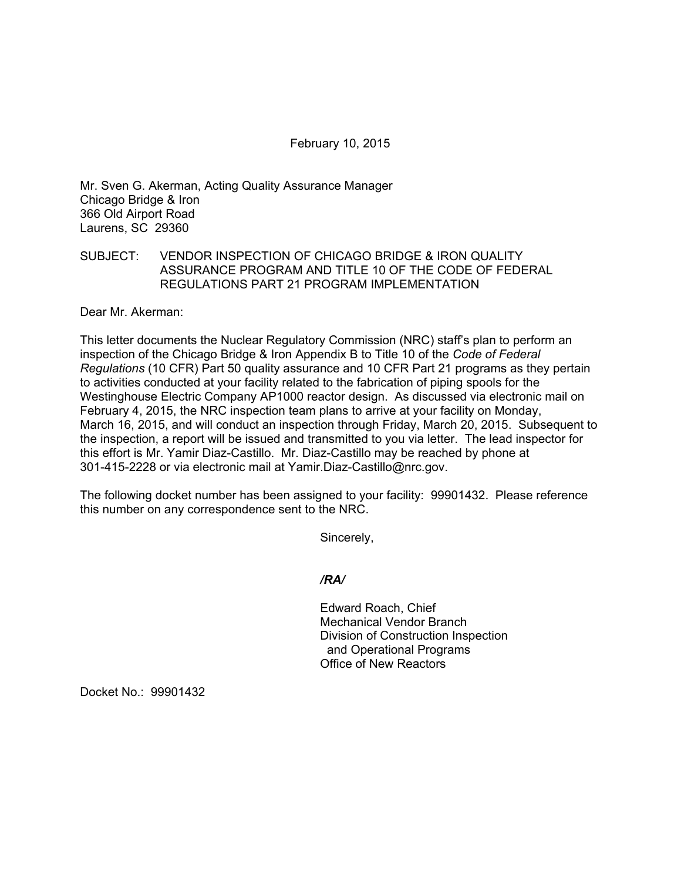February 10, 2015

Mr. Sven G. Akerman, Acting Quality Assurance Manager
Chicago Bridge & Iron
366 Old Airport Road
Laurens, SC 29360

SUBJECT: VENDOR INSPECTION OF CHICAGO BRIDGE & IRON QUALITY ASSURANCE PROGRAM AND TITLE 10 OF THE CODE OF FEDERAL REGULATIONS PART 21 PROGRAM IMPLEMENTATION

Dear Mr. Akerman:

This letter documents the Nuclear Regulatory Commission (NRC) staff's plan to perform an inspection of the Chicago Bridge & Iron Appendix B to Title 10 of the *Code of Federal Regulations* (10 CFR) Part 50 quality assurance and 10 CFR Part 21 programs as they pertain to activities conducted at your facility related to the fabrication of piping spools for the Westinghouse Electric Company AP1000 reactor design. As discussed via electronic mail on February 4, 2015, the NRC inspection team plans to arrive at your facility on Monday, March 16, 2015, and will conduct an inspection through Friday, March 20, 2015. Subsequent to the inspection, a report will be issued and transmitted to you via letter. The lead inspector for this effort is Mr. Yamir Diaz-Castillo. Mr. Diaz-Castillo may be reached by phone at 301-415-2228 or via electronic mail at Yamir.Diaz-Castillo@nrc.gov.

The following docket number has been assigned to your facility: 99901432. Please reference this number on any correspondence sent to the NRC.

Sincerely,

***/RA/***

Edward Roach, Chief
Mechanical Vendor Branch
Division of Construction Inspection
and Operational Programs
Office of New Reactors

Docket No.: 99901432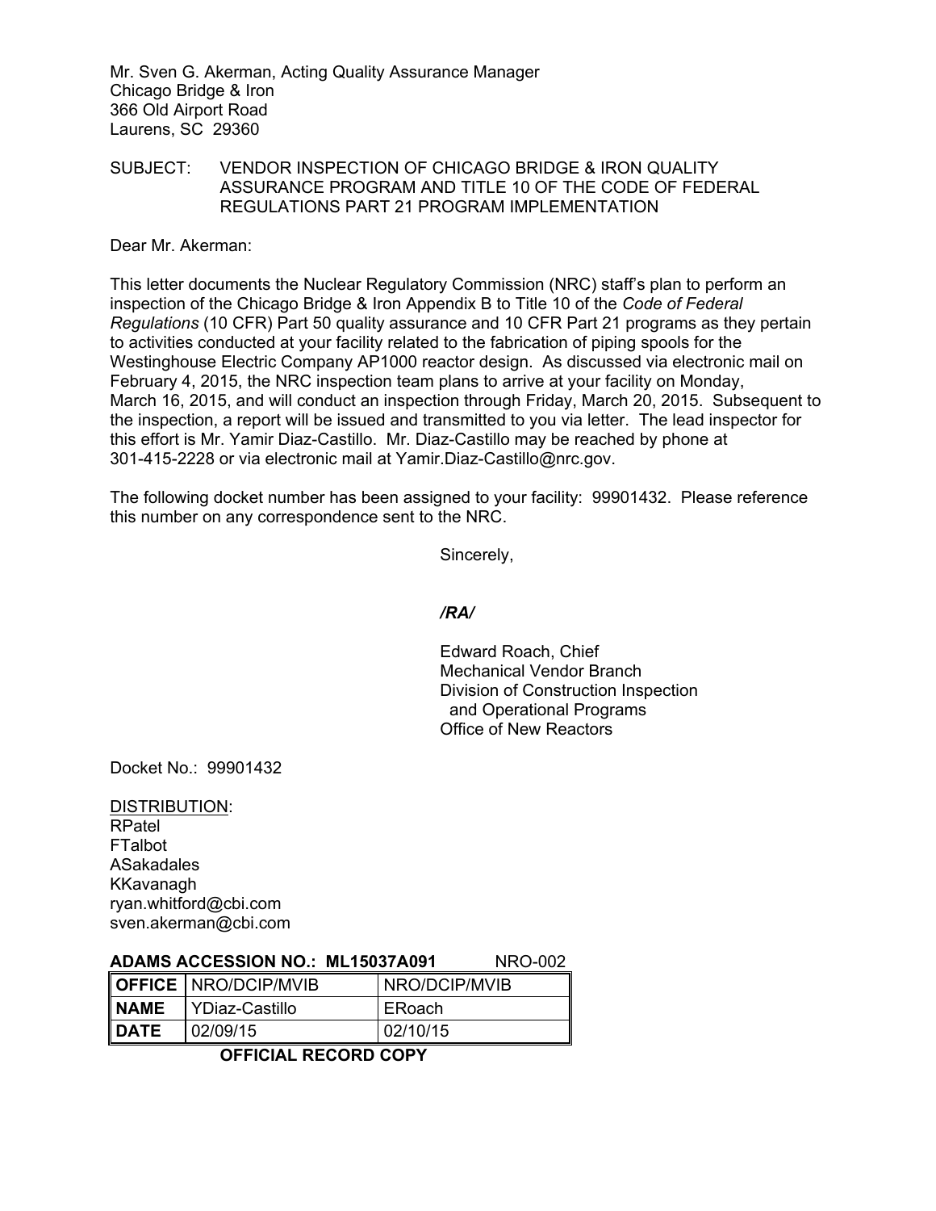Mr. Sven G. Akerman, Acting Quality Assurance Manager
Chicago Bridge & Iron
366 Old Airport Road
Laurens, SC 29360

SUBJECT: VENDOR INSPECTION OF CHICAGO BRIDGE & IRON QUALITY ASSURANCE PROGRAM AND TITLE 10 OF THE CODE OF FEDERAL REGULATIONS PART 21 PROGRAM IMPLEMENTATION

Dear Mr. Akerman:

This letter documents the Nuclear Regulatory Commission (NRC) staff's plan to perform an inspection of the Chicago Bridge & Iron Appendix B to Title 10 of the *Code of Federal Regulations* (10 CFR) Part 50 quality assurance and 10 CFR Part 21 programs as they pertain to activities conducted at your facility related to the fabrication of piping spools for the Westinghouse Electric Company AP1000 reactor design. As discussed via electronic mail on February 4, 2015, the NRC inspection team plans to arrive at your facility on Monday, March 16, 2015, and will conduct an inspection through Friday, March 20, 2015. Subsequent to the inspection, a report will be issued and transmitted to you via letter. The lead inspector for this effort is Mr. Yamir Diaz-Castillo. Mr. Diaz-Castillo may be reached by phone at 301-415-2228 or via electronic mail at Yamir.Diaz-Castillo@nrc.gov.

The following docket number has been assigned to your facility: 99901432. Please reference this number on any correspondence sent to the NRC.

Sincerely,

*/RA/*

Edward Roach, Chief
Mechanical Vendor Branch
Division of Construction Inspection
and Operational Programs
Office of New Reactors

Docket No.: 99901432

DISTRIBUTION:
RPatel
FTalbot
ASakadales
KKavanagh
ryan.whitford@cbi.com
sven.akerman@cbi.com

**ADAMS ACCESSION NO.: ML15037A091** NRO-002

| | | |
|---|---|---|
| **OFFICE** | NRO/DCIP/MVIB | NRO/DCIP/MVIB |
| **NAME** | YDiaz-Castillo | ERoach |
| **DATE** | 02/09/15 | 02/10/15 |

**OFFICIAL RECORD COPY**